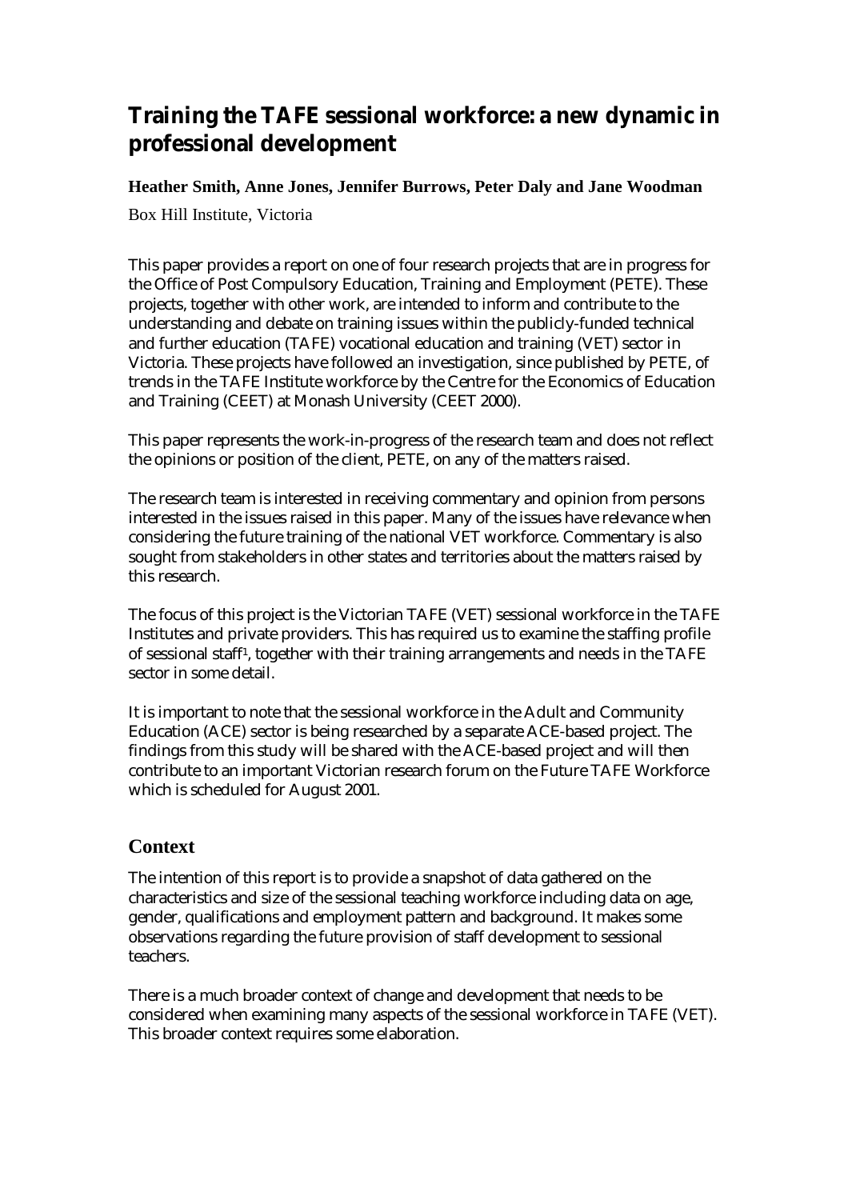# Training the TAFE sessional workforce: a new dynamic in professional development

**Heather Smith, Anne Jones, Jennifer Burrows, Peter Daly and Jane Woodman**

Box Hill Institute, Victoria

This paper provides a report on one of four research projects that are in progress for the Office of Post Compulsory Education, Training and Employment (PETE). These projects, together with other work, are intended to inform and contribute to the understanding and debate on training issues within the publicly-funded technical and further education (TAFE) vocational education and training (VET) sector in Victoria. These projects have followed an investigation, since published by PETE, of trends in the TAFE Institute workforce by the Centre for the Economics of Education and Training (CEET) at Monash University (CEET 2000).

This paper represents the work-in-progress of the research team and does not reflect the opinions or position of the client, PETE, on any of the matters raised.

The research team is interested in receiving commentary and opinion from persons interested in the issues raised in this paper. Many of the issues have relevance when considering the future training of the national VET workforce. Commentary is also sought from stakeholders in other states and territories about the matters raised by this research.

The focus of this project is the Victorian TAFE (VET) sessional workforce in the TAFE Institutes and private providers. This has required us to examine the staffing profile of sessional staff[1], together with their training arrangements and needs in the TAFE sector in some detail.

It is important to note that the sessional workforce in the Adult and Community Education (ACE) sector is being researched by a separate ACE-based project. The findings from this study will be shared with the ACE-based project and will then contribute to an important Victorian research forum on the Future TAFE Workforce which is scheduled for August 2001.

## Context

The intention of this report is to provide a snapshot of data gathered on the characteristics and size of the sessional teaching workforce including data on age, gender, qualifications and employment pattern and background. It makes some observations regarding the future provision of staff development to sessional teachers.

There is a much broader context of change and development that needs to be considered when examining many aspects of the sessional workforce in TAFE (VET). This broader context requires some elaboration.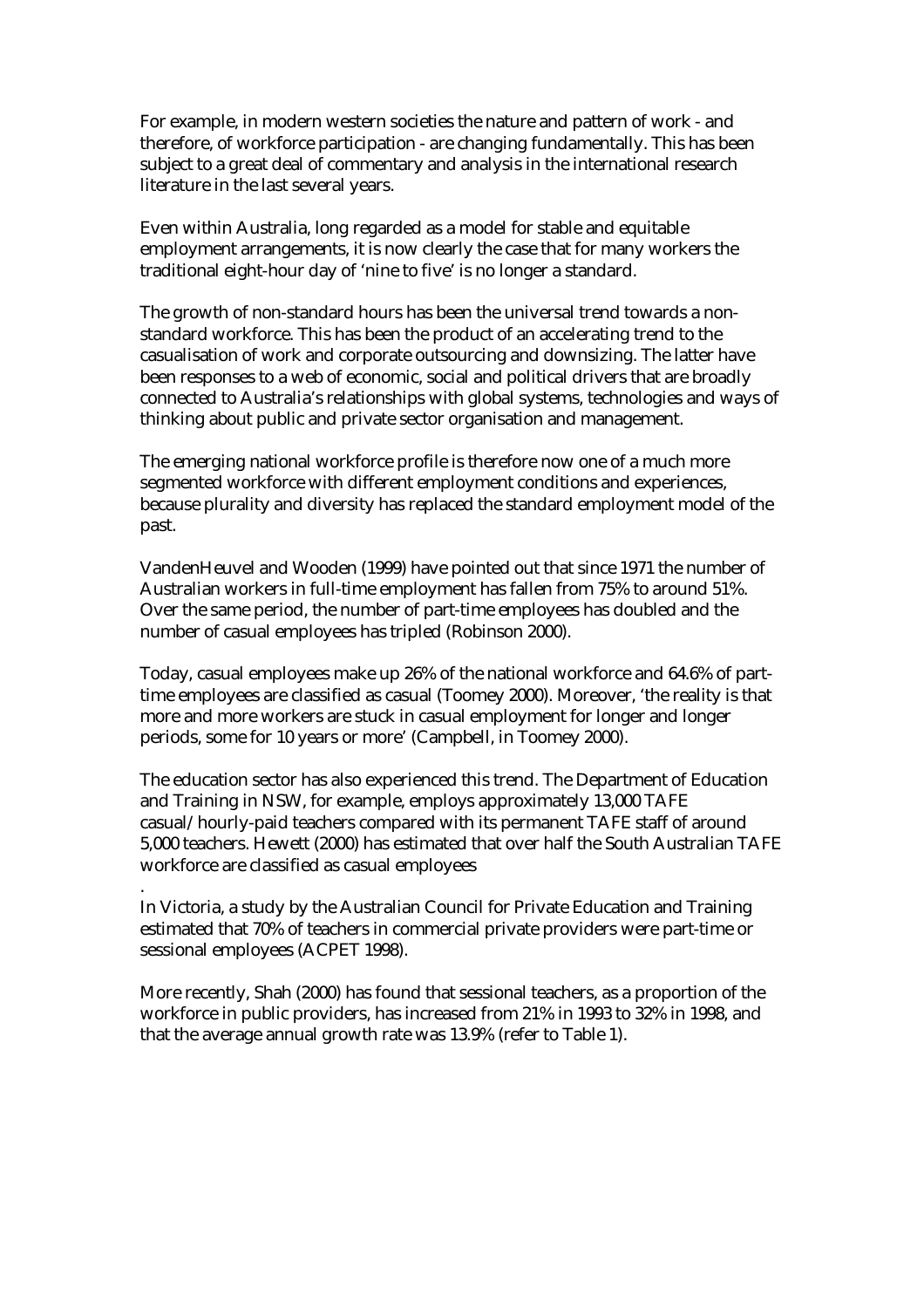For example, in modern western societies the nature and pattern of work - and therefore, of workforce participation - are changing fundamentally. This has been subject to a great deal of commentary and analysis in the international research literature in the last several years.

Even within Australia, long regarded as a model for stable and equitable employment arrangements, it is now clearly the case that for many workers the traditional eight-hour day of 'nine to five' is no longer a standard.

The growth of non-standard hours has been the universal trend towards a non-standard workforce. This has been the product of an accelerating trend to the casualisation of work and corporate outsourcing and downsizing. The latter have been responses to a web of economic, social and political drivers that are broadly connected to Australia's relationships with global systems, technologies and ways of thinking about public and private sector organisation and management.

The emerging national workforce profile is therefore now one of a much more segmented workforce with different employment conditions and experiences, because plurality and diversity has replaced the standard employment model of the past.

VandenHeuvel and Wooden (1999) have pointed out that since 1971 the number of Australian workers in full-time employment has fallen from 75% to around 51%. Over the same period, the number of part-time employees has doubled and the number of casual employees has tripled (Robinson 2000).

Today, casual employees make up 26% of the national workforce and 64.6% of part-time employees are classified as casual (Toomey 2000). Moreover, 'the reality is that more and more workers are stuck in casual employment for longer and longer periods, some for 10 years or more' (Campbell, in Toomey 2000).

The education sector has also experienced this trend. The Department of Education and Training in NSW, for example, employs approximately 13,000 TAFE casual/hourly-paid teachers compared with its permanent TAFE staff of around 5,000 teachers. Hewett (2000) has estimated that over half the South Australian TAFE workforce are classified as casual employees

.

In Victoria, a study by the Australian Council for Private Education and Training estimated that 70% of teachers in commercial private providers were part-time or sessional employees (ACPET 1998).

More recently, Shah (2000) has found that sessional teachers, as a proportion of the workforce in public providers, has increased from 21% in 1993 to 32% in 1998, and that the average annual growth rate was 13.9% (refer to Table 1).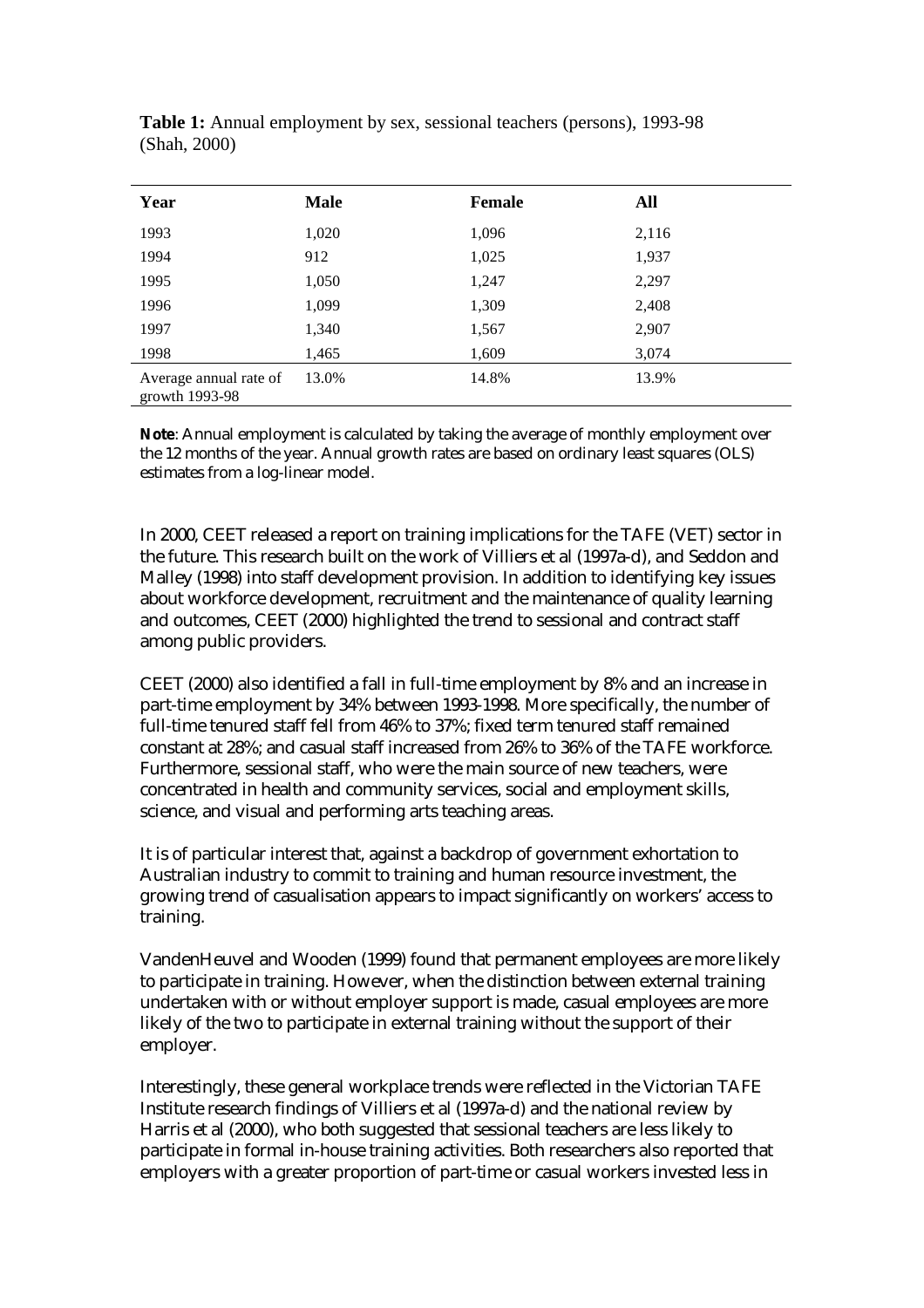**Table 1:** Annual employment by sex, sessional teachers (persons), 1993-98 (Shah, 2000)

| Year | Male | Female | All |
|---|---|---|---|
| 1993 | 1,020 | 1,096 | 2,116 |
| 1994 | 912 | 1,025 | 1,937 |
| 1995 | 1,050 | 1,247 | 2,297 |
| 1996 | 1,099 | 1,309 | 2,408 |
| 1997 | 1,340 | 1,567 | 2,907 |
| 1998 | 1,465 | 1,609 | 3,074 |
| Average annual rate of growth 1993-98 | 13.0% | 14.8% | 13.9% |

**Note**: Annual employment is calculated by taking the average of monthly employment over the 12 months of the year. Annual growth rates are based on ordinary least squares (OLS) estimates from a log-linear model.

In 2000, CEET released a report on training implications for the TAFE (VET) sector in the future. This research built on the work of Villiers et al (1997a-d), and Seddon and Malley (1998) into staff development provision. In addition to identifying key issues about workforce development, recruitment and the maintenance of quality learning and outcomes, CEET (2000) highlighted the trend to sessional and contract staff among public providers.

CEET (2000) also identified a fall in full-time employment by 8% and an increase in part-time employment by 34% between 1993-1998. More specifically, the number of full-time tenured staff fell from 46% to 37%; fixed term tenured staff remained constant at 28%; and casual staff increased from 26% to 36% of the TAFE workforce. Furthermore, sessional staff, who were the main source of new teachers, were concentrated in health and community services, social and employment skills, science, and visual and performing arts teaching areas.

It is of particular interest that, against a backdrop of government exhortation to Australian industry to commit to training and human resource investment, the growing trend of casualisation appears to impact significantly on workers' access to training.

VandenHeuvel and Wooden (1999) found that permanent employees are more likely to participate in training. However, when the distinction between external training undertaken with or without employer support is made, casual employees are more likely of the two to participate in external training without the support of their employer.

Interestingly, these general workplace trends were reflected in the Victorian TAFE Institute research findings of Villiers et al (1997a-d) and the national review by Harris et al (2000), who both suggested that sessional teachers are less likely to participate in formal in-house training activities. Both researchers also reported that employers with a greater proportion of part-time or casual workers invested less in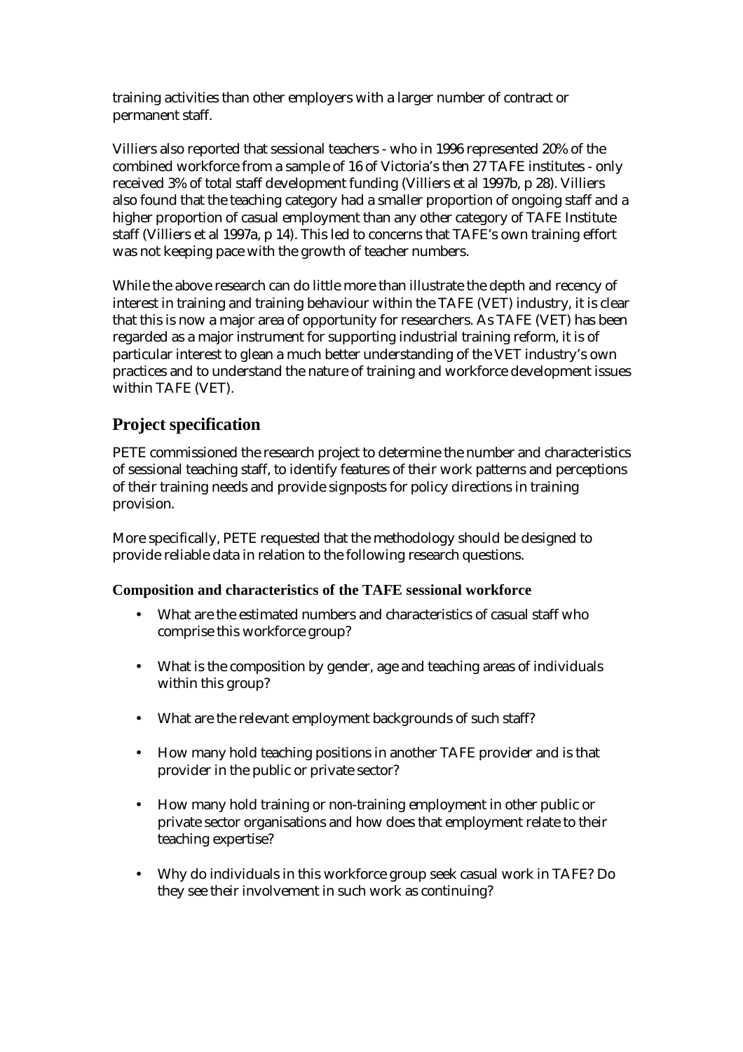training activities than other employers with a larger number of contract or permanent staff.

Villiers also reported that sessional teachers - who in 1996 represented 20% of the combined workforce from a sample of 16 of Victoria's then 27 TAFE institutes - only received 3% of total staff development funding (Villiers et al 1997b, p 28). Villiers also found that the teaching category had a smaller proportion of ongoing staff and a higher proportion of casual employment than any other category of TAFE Institute staff (Villiers et al 1997a, p 14). This led to concerns that TAFE's own training effort was not keeping pace with the growth of teacher numbers.

While the above research can do little more than illustrate the depth and recency of interest in training and training behaviour within the TAFE (VET) industry, it is clear that this is now a major area of opportunity for researchers. As TAFE (VET) has been regarded as a major instrument for supporting industrial training reform, it is of particular interest to glean a much better understanding of the VET industry's own practices and to understand the nature of training and workforce development issues within TAFE (VET).

## Project specification

PETE commissioned the research project to determine the number and characteristics of sessional teaching staff, to identify features of their work patterns and perceptions of their training needs and provide signposts for policy directions in training provision.

More specifically, PETE requested that the methodology should be designed to provide reliable data in relation to the following research questions.

### Composition and characteristics of the TAFE sessional workforce

- What are the estimated numbers and characteristics of casual staff who comprise this workforce group?
- What is the composition by gender, age and teaching areas of individuals within this group?
- What are the relevant employment backgrounds of such staff?
- How many hold teaching positions in another TAFE provider and is that provider in the public or private sector?
- How many hold training or non-training employment in other public or private sector organisations and how does that employment relate to their teaching expertise?
- Why do individuals in this workforce group seek casual work in TAFE? Do they see their involvement in such work as continuing?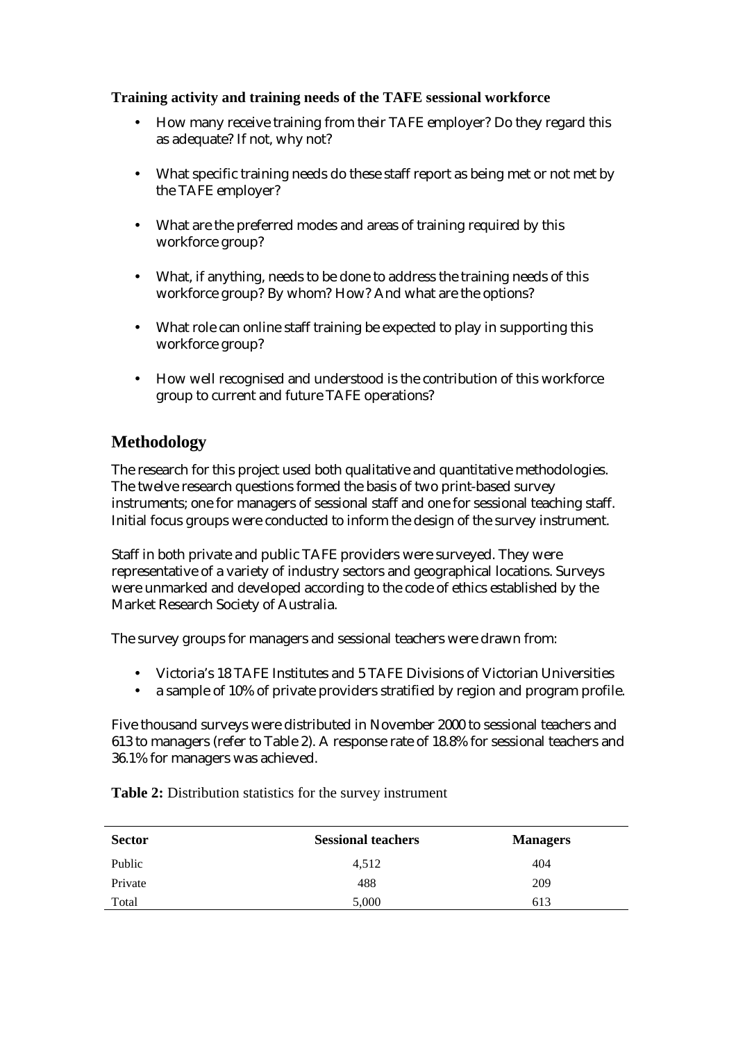**Training activity and training needs of the TAFE sessional workforce**

- How many receive training from their TAFE employer? Do they regard this as adequate? If not, why not?
- What specific training needs do these staff report as being met or not met by the TAFE employer?
- What are the preferred modes and areas of training required by this workforce group?
- What, if anything, needs to be done to address the training needs of this workforce group? By whom? How? And what are the options?
- What role can online staff training be expected to play in supporting this workforce group?
- How well recognised and understood is the contribution of this workforce group to current and future TAFE operations?

## Methodology

The research for this project used both qualitative and quantitative methodologies. The twelve research questions formed the basis of two print-based survey instruments; one for managers of sessional staff and one for sessional teaching staff. Initial focus groups were conducted to inform the design of the survey instrument.

Staff in both private and public TAFE providers were surveyed. They were representative of a variety of industry sectors and geographical locations. Surveys were unmarked and developed according to the code of ethics established by the Market Research Society of Australia.

The survey groups for managers and sessional teachers were drawn from:

- Victoria's 18 TAFE Institutes and 5 TAFE Divisions of Victorian Universities
- a sample of 10% of private providers stratified by region and program profile.

Five thousand surveys were distributed in November 2000 to sessional teachers and 613 to managers (refer to Table 2). A response rate of 18.8% for sessional teachers and 36.1% for managers was achieved.

**Table 2:** Distribution statistics for the survey instrument

| Sector | Sessional teachers | Managers |
|---|---|---|
| Public | 4,512 | 404 |
| Private | 488 | 209 |
| Total | 5,000 | 613 |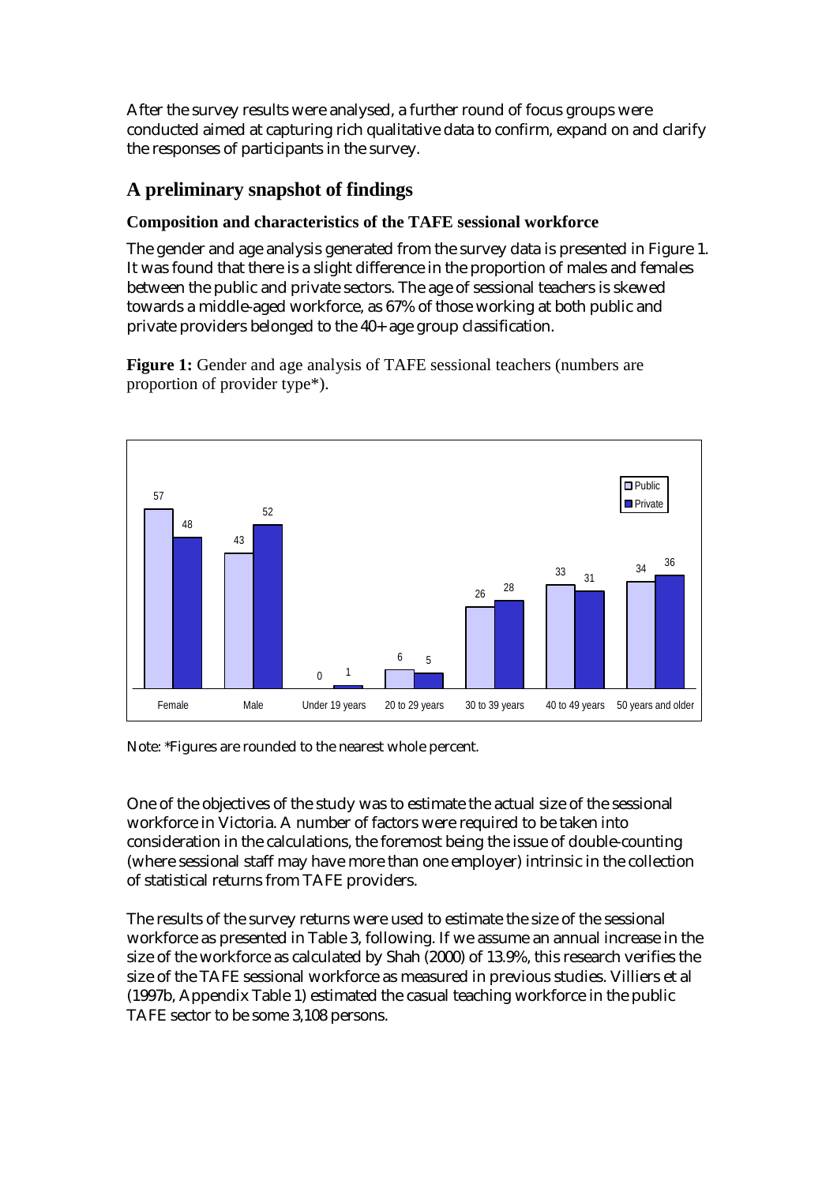After the survey results were analysed, a further round of focus groups were conducted aimed at capturing rich qualitative data to confirm, expand on and clarify the responses of participants in the survey.

## A preliminary snapshot of findings

### Composition and characteristics of the TAFE sessional workforce

The gender and age analysis generated from the survey data is presented in Figure 1. It was found that there is a slight difference in the proportion of males and females between the public and private sectors. The age of sessional teachers is skewed towards a middle-aged workforce, as 67% of those working at both public and private providers belonged to the 40+ age group classification.

**Figure 1:** Gender and age analysis of TAFE sessional teachers (numbers are proportion of provider type*).

Public
Private

57
48
43
52
0
1
6
5
26
28
33
31
34
36

Female
Male
Under 19 years
20 to 29 years
30 to 39 years
40 to 49 years
50 years and older

Note: *Figures are rounded to the nearest whole percent.

One of the objectives of the study was to estimate the actual size of the sessional workforce in Victoria. A number of factors were required to be taken into consideration in the calculations, the foremost being the issue of double-counting (where sessional staff may have more than one employer) intrinsic in the collection of statistical returns from TAFE providers.

The results of the survey returns were used to estimate the size of the sessional workforce as presented in Table 3, following. If we assume an annual increase in the size of the workforce as calculated by Shah (2000) of 13.9%, this research verifies the size of the TAFE sessional workforce as measured in previous studies. Villiers et al (1997b, Appendix Table 1) estimated the casual teaching workforce in the public TAFE sector to be some 3,108 persons.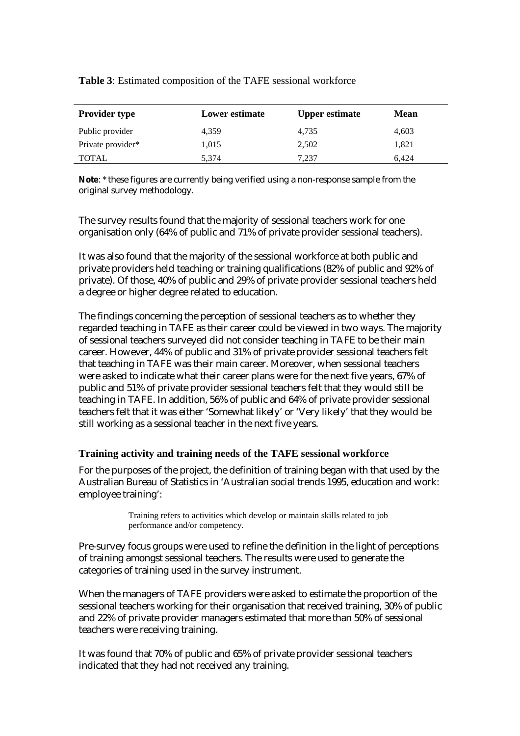**Table 3**: Estimated composition of the TAFE sessional workforce

| Provider type | Lower estimate | Upper estimate | Mean |
|---|---|---|---|
| Public provider | 4,359 | 4,735 | 4,603 |
| Private provider* | 1,015 | 2,502 | 1,821 |
| TOTAL | 5,374 | 7,237 | 6,424 |

**Note**: * these figures are currently being verified using a non-response sample from the original survey methodology.

The survey results found that the majority of sessional teachers work for one organisation only (64% of public and 71% of private provider sessional teachers).

It was also found that the majority of the sessional workforce at both public and private providers held teaching or training qualifications (82% of public and 92% of private). Of those, 40% of public and 29% of private provider sessional teachers held a degree or higher degree related to education.

The findings concerning the perception of sessional teachers as to whether they regarded teaching in TAFE as their career could be viewed in two ways. The majority of sessional teachers surveyed did not consider teaching in TAFE to be their main career. However, 44% of public and 31% of private provider sessional teachers felt that teaching in TAFE was their main career. Moreover, when sessional teachers were asked to indicate what their career plans were for the next five years, 67% of public and 51% of private provider sessional teachers felt that they would still be teaching in TAFE. In addition, 56% of public and 64% of private provider sessional teachers felt that it was either 'Somewhat likely' or 'Very likely' that they would be still working as a sessional teacher in the next five years.

### Training activity and training needs of the TAFE sessional workforce

For the purposes of the project, the definition of training began with that used by the Australian Bureau of Statistics in 'Australian social trends 1995, education and work: employee training':

> Training refers to activities which develop or maintain skills related to job performance and/or competency.

Pre-survey focus groups were used to refine the definition in the light of perceptions of training amongst sessional teachers. The results were used to generate the categories of training used in the survey instrument.

When the managers of TAFE providers were asked to estimate the proportion of the sessional teachers working for their organisation that received training, 30% of public and 22% of private provider managers estimated that more than 50% of sessional teachers were receiving training.

It was found that 70% of public and 65% of private provider sessional teachers indicated that they had not received any training.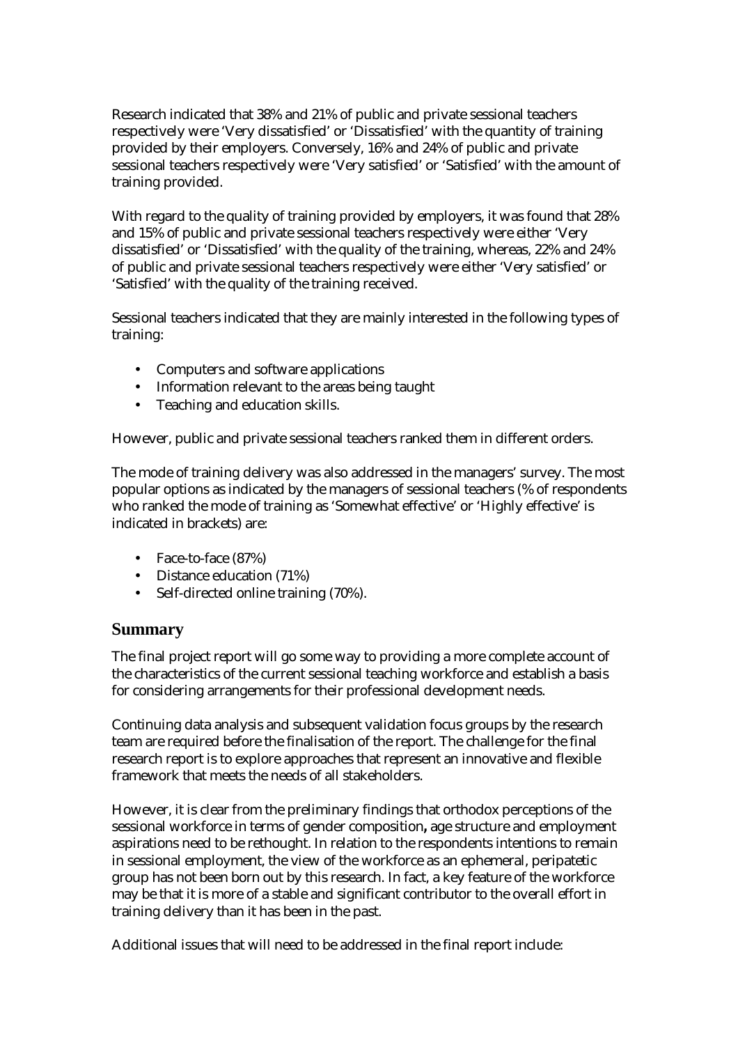Research indicated that 38% and 21% of public and private sessional teachers respectively were 'Very dissatisfied' or 'Dissatisfied' with the quantity of training provided by their employers. Conversely, 16% and 24% of public and private sessional teachers respectively were 'Very satisfied' or 'Satisfied' with the amount of training provided.

With regard to the quality of training provided by employers, it was found that 28% and 15% of public and private sessional teachers respectively were either 'Very dissatisfied' or 'Dissatisfied' with the quality of the training, whereas, 22% and 24% of public and private sessional teachers respectively were either 'Very satisfied' or 'Satisfied' with the quality of the training received.

Sessional teachers indicated that they are mainly interested in the following types of training:

- Computers and software applications
- Information relevant to the areas being taught
- Teaching and education skills.

However, public and private sessional teachers ranked them in different orders.

The mode of training delivery was also addressed in the managers' survey. The most popular options as indicated by the managers of sessional teachers (% of respondents who ranked the mode of training as 'Somewhat effective' or 'Highly effective' is indicated in brackets) are:

- Face-to-face (87%)
- Distance education (71%)
- Self-directed online training (70%).

## Summary

The final project report will go some way to providing a more complete account of the characteristics of the current sessional teaching workforce and establish a basis for considering arrangements for their professional development needs.

Continuing data analysis and subsequent validation focus groups by the research team are required before the finalisation of the report. The challenge for the final research report is to explore approaches that represent an innovative and flexible framework that meets the needs of all stakeholders.

However, it is clear from the preliminary findings that orthodox perceptions of the sessional workforce in terms of gender composition**,** age structure and employment aspirations need to be rethought. In relation to the respondents intentions to remain in sessional employment, the view of the workforce as an ephemeral, peripatetic group has not been born out by this research. In fact, a key feature of the workforce may be that it is more of a stable and significant contributor to the overall effort in training delivery than it has been in the past.

Additional issues that will need to be addressed in the final report include: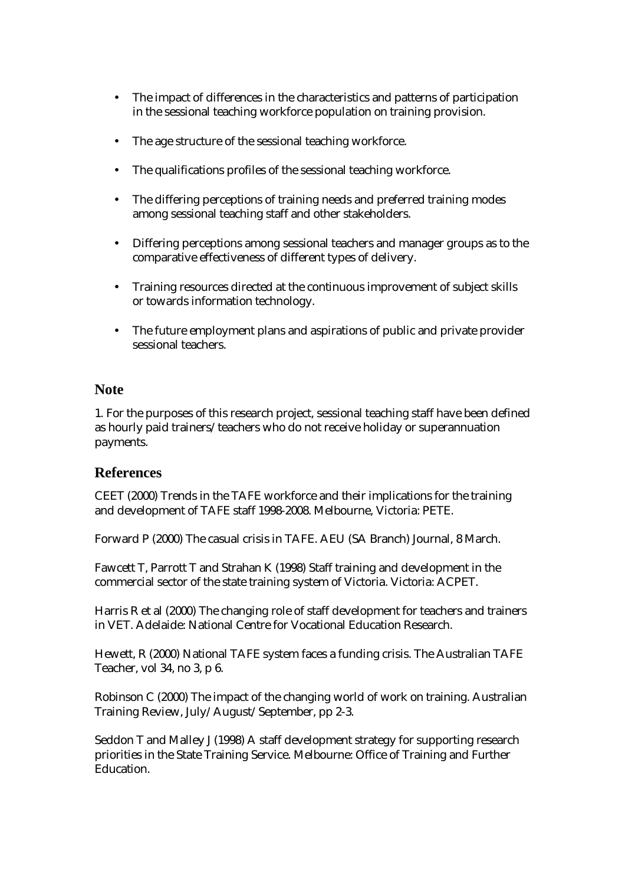- The impact of differences in the characteristics and patterns of participation in the sessional teaching workforce population on training provision.
- The age structure of the sessional teaching workforce.
- The qualifications profiles of the sessional teaching workforce.
- The differing perceptions of training needs and preferred training modes among sessional teaching staff and other stakeholders.
- Differing perceptions among sessional teachers and manager groups as to the comparative effectiveness of different types of delivery.
- Training resources directed at the continuous improvement of subject skills or towards information technology.
- The future employment plans and aspirations of public and private provider sessional teachers.

## Note

1. For the purposes of this research project, sessional teaching staff have been defined as hourly paid trainers/teachers who do not receive holiday or superannuation payments.

## References

CEET (2000) Trends in the TAFE workforce and their implications for the training and development of TAFE staff 1998-2008. Melbourne, Victoria: PETE.

Forward P (2000) The casual crisis in TAFE. AEU (SA Branch) Journal, 8 March.

Fawcett T, Parrott T and Strahan K (1998) Staff training and development in the commercial sector of the state training system of Victoria. Victoria: ACPET.

Harris R et al (2000) The changing role of staff development for teachers and trainers in VET. Adelaide: National Centre for Vocational Education Research.

Hewett, R (2000) National TAFE system faces a funding crisis. The Australian TAFE Teacher, vol 34, no 3, p 6.

Robinson C (2000) The impact of the changing world of work on training. Australian Training Review, July/August/September, pp 2-3.

Seddon T and Malley J (1998) A staff development strategy for supporting research priorities in the State Training Service. Melbourne: Office of Training and Further Education.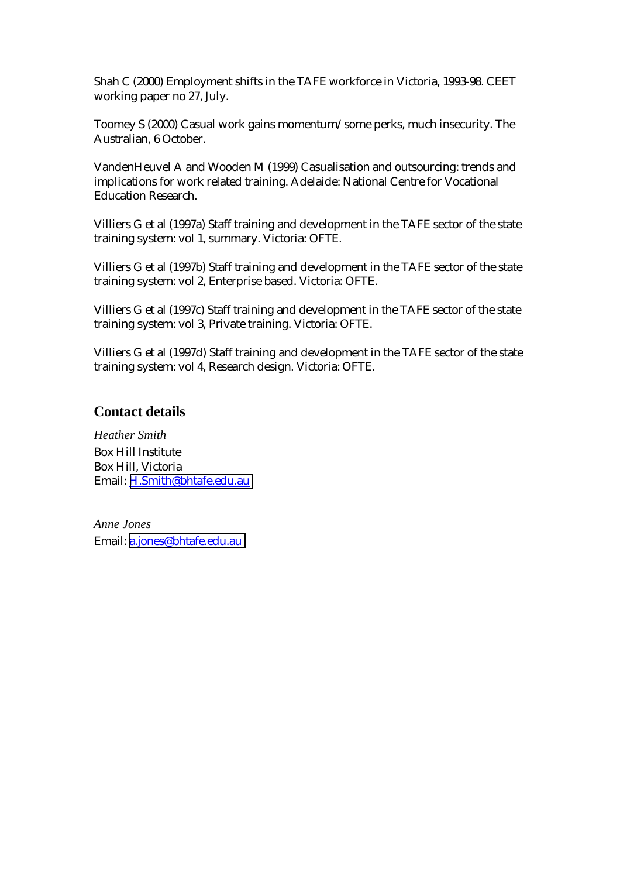Shah C (2000) Employment shifts in the TAFE workforce in Victoria, 1993-98. CEET working paper no 27, July.

Toomey S (2000) Casual work gains momentum/ some perks, much insecurity. The Australian, 6 October.

VandenHeuvel A and Wooden M (1999) Casualisation and outsourcing: trends and implications for work related training. Adelaide: National Centre for Vocational Education Research.

Villiers G et al (1997a) Staff training and development in the TAFE sector of the state training system: vol 1, summary. Victoria: OFTE.

Villiers G et al (1997b) Staff training and development in the TAFE sector of the state training system: vol 2, Enterprise based. Victoria: OFTE.

Villiers G et al (1997c) Staff training and development in the TAFE sector of the state training system: vol 3, Private training. Victoria: OFTE.

Villiers G et al (1997d) Staff training and development in the TAFE sector of the state training system: vol 4, Research design. Victoria: OFTE.

## Contact details

*Heather Smith*
Box Hill Institute
Box Hill, Victoria
Email: H.Smith@bhtafe.edu.au

*Anne Jones*
Email: a.jones@bhtafe.edu.au